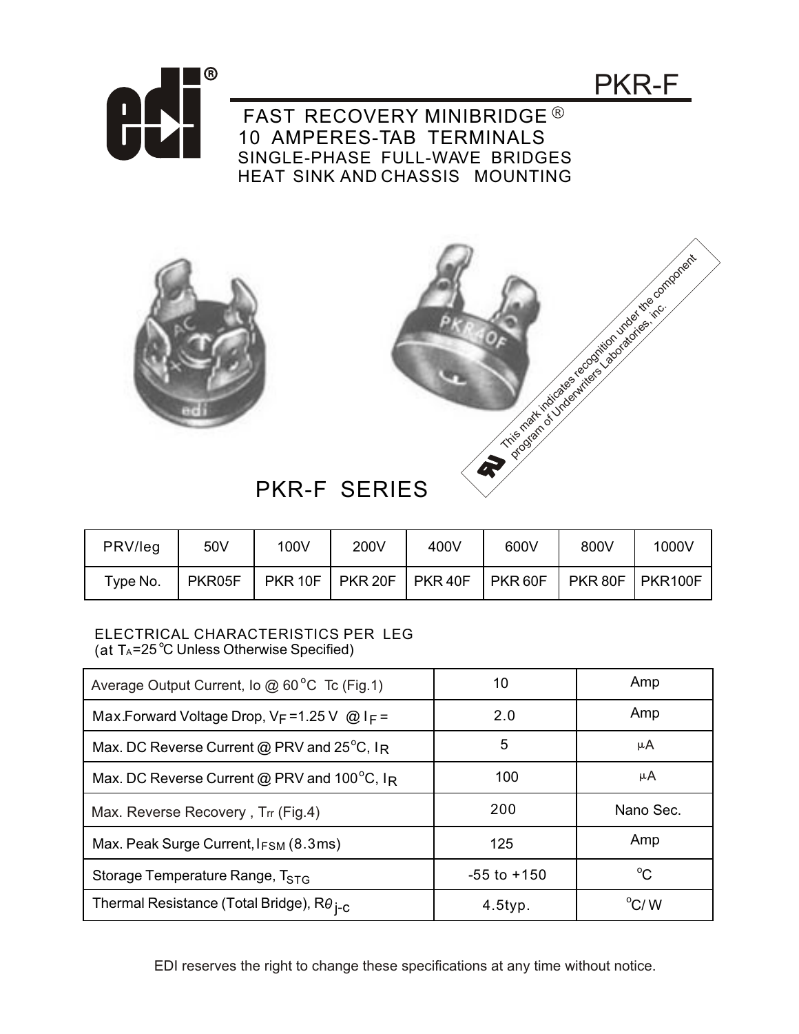# PKR-F

## FAST RECOVERY MINIBRIDGE ®
## 10 AMPERES-TAB TERMINALS
SINGLE-PHASE FULL-WAVE BRIDGES
HEAT SINK AND CHASSIS MOUNTING

This mark indicates recognition under the component program of Underwriters Laboratories, inc.

## PKR-F SERIES

| PRV/leg | 50V | 100V | 200V | 400V | 600V | 800V | 1000V |
|---|---|---|---|---|---|---|---|
| Type No. | PKR05F | PKR 10F | PKR 20F | PKR 40F | PKR 60F | PKR 80F | PKR100F |

ELECTRICAL CHARACTERISTICS PER LEG
(at $T_A$=25°C Unless Otherwise Specified)

| Parameter | Value | Unit |
|---|---|---|
| Average Output Current, Io @ 60°C Tc (Fig.1) | 10 | Amp |
| Max.Forward Voltage Drop, $V_F$ =1.25 V @ $I_F$ = | 2.0 | Amp |
| Max. DC Reverse Current @ PRV and 25°C, $I_R$ | 5 | μA |
| Max. DC Reverse Current @ PRV and 100°C, $I_R$ | 100 | μA |
| Max. Reverse Recovery , $T_{rr}$ (Fig.4) | 200 | Nano Sec. |
| Max. Peak Surge Current, $I_{FSM}$ (8.3ms) | 125 | Amp |
| Storage Temperature Range, $T_{STG}$ | -55 to +150 | °C |
| Thermal Resistance (Total Bridge), $R\theta_{j\text{-}c}$ | 4.5typ. | °C/ W |

EDI reserves the right to change these specifications at any time without notice.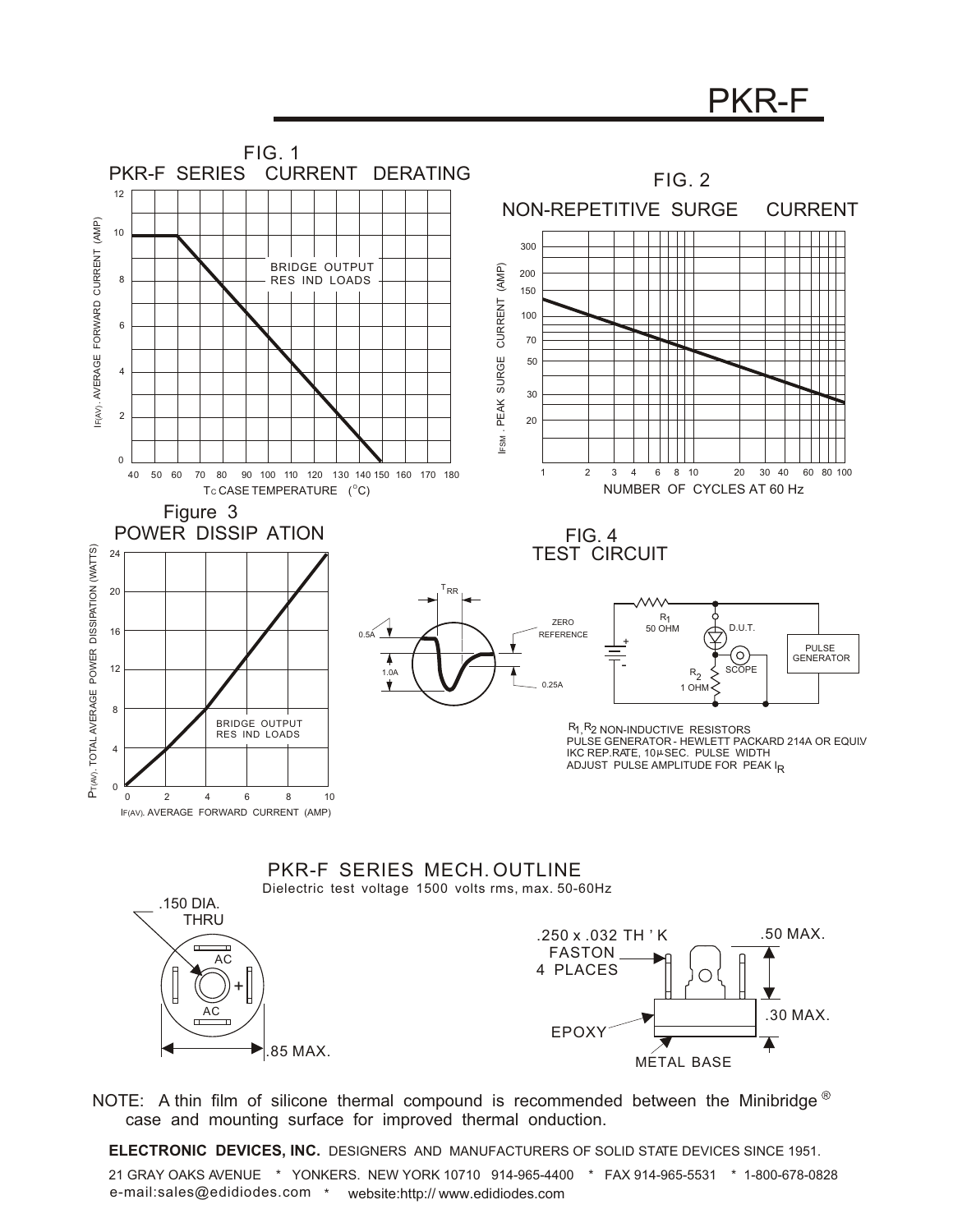# PKR-F

## FIG. 1
PKR-F SERIES CURRENT DERATING

$I_{F(AV)}$. AVERAGE FORWARD CURRENT (AMP)

12
10
8
6
4
2
0

40 50 60 70 80 90 100 110 120 130 140 150 160 170 180

$T_C$ CASE TEMPERATURE (°C)

BRIDGE OUTPUT
RES IND LOADS

## FIG. 2
NON-REPETITIVE SURGE CURRENT

$I_{FSM}$. PEAK SURGE CURRENT (AMP)

300
200
150
100
70
50
30
20

1 2 3 4 6 8 10 20 30 40 60 80 100

NUMBER OF CYCLES AT 60 Hz

## Figure 3
POWER DISSIP ATION

$P_{T(AV)}$. TOTAL AVERAGE POWER DISSIPATION (WATTS)

24
20
16
12
8
4
0

0 2 4 6 8 10

$I_{F(AV)}$. AVERAGE FORWARD CURRENT (AMP)

BRIDGE OUTPUT
RES IND LOADS

## FIG. 4
TEST CIRCUIT

$T_{RR}$

0.5A

1.0A

ZERO REFERENCE

0.25A

$R_1$ 50 OHM

D.U.T.

+

-

$R_2$ 1 OHM

SCOPE

PULSE GENERATOR

$R_1$, $R_2$ NON-INDUCTIVE RESISTORS
PULSE GENERATOR - HEWLETT PACKARD 214A OR EQUIV
IKC REP.RATE, 10µSEC. PULSE WIDTH
ADJUST PULSE AMPLITUDE FOR PEAK $I_R$

## PKR-F SERIES MECH. OUTLINE
Dielectric test voltage 1500 volts rms, max. 50-60Hz

.150 DIA.
THRU

AC

+

AC

.85 MAX.

.250 x .032 TH ' K
FASTON
4 PLACES

.50 MAX.

.30 MAX.

EPOXY

METAL BASE

NOTE: A thin film of silicone thermal compound is recommended between the Minibridge ® case and mounting surface for improved thermal onduction.

**ELECTRONIC DEVICES, INC.** DESIGNERS AND MANUFACTURERS OF SOLID STATE DEVICES SINCE 1951.

21 GRAY OAKS AVENUE * YONKERS. NEW YORK 10710 914-965-4400 * FAX 914-965-5531 * 1-800-678-0828
e-mail:sales@edidiodes.com * website:http:// www.edidiodes.com